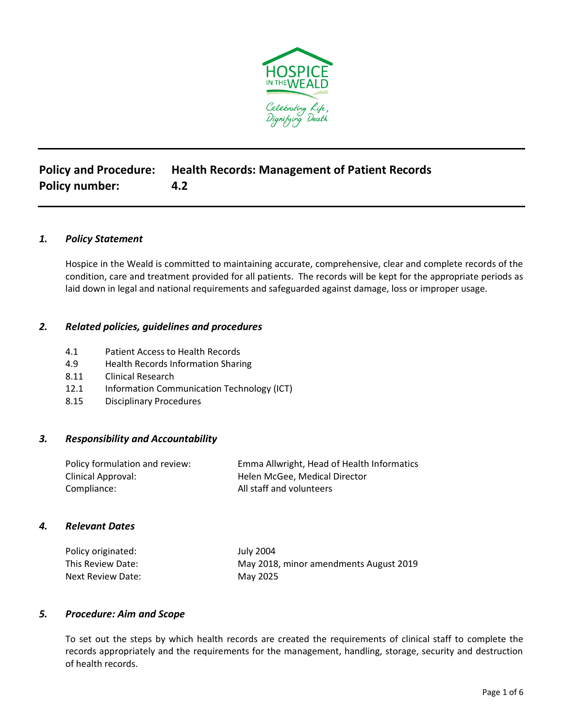**Policy and Procedure:** **Health Records: Management of Patient Records**
**Policy number:** **4.2**

---

### *1. Policy Statement*

Hospice in the Weald is committed to maintaining accurate, comprehensive, clear and complete records of the condition, care and treatment provided for all patients. The records will be kept for the appropriate periods as laid down in legal and national requirements and safeguarded against damage, loss or improper usage.

### *2. Related policies, guidelines and procedures*

| | |
|---|---|
| 4.1 | Patient Access to Health Records |
| 4.9 | Health Records Information Sharing |
| 8.11 | Clinical Research |
| 12.1 | Information Communication Technology (ICT) |
| 8.15 | Disciplinary Procedures |

### *3. Responsibility and Accountability*

| | |
|---|---|
| Policy formulation and review: | Emma Allwright, Head of Health Informatics |
| Clinical Approval: | Helen McGee, Medical Director |
| Compliance: | All staff and volunteers |

### *4. Relevant Dates*

| | |
|---|---|
| Policy originated: | July 2004 |
| This Review Date: | May 2018, minor amendments August 2019 |
| Next Review Date: | May 2025 |

### *5. Procedure: Aim and Scope*

To set out the steps by which health records are created the requirements of clinical staff to complete the records appropriately and the requirements for the management, handling, storage, security and destruction of health records.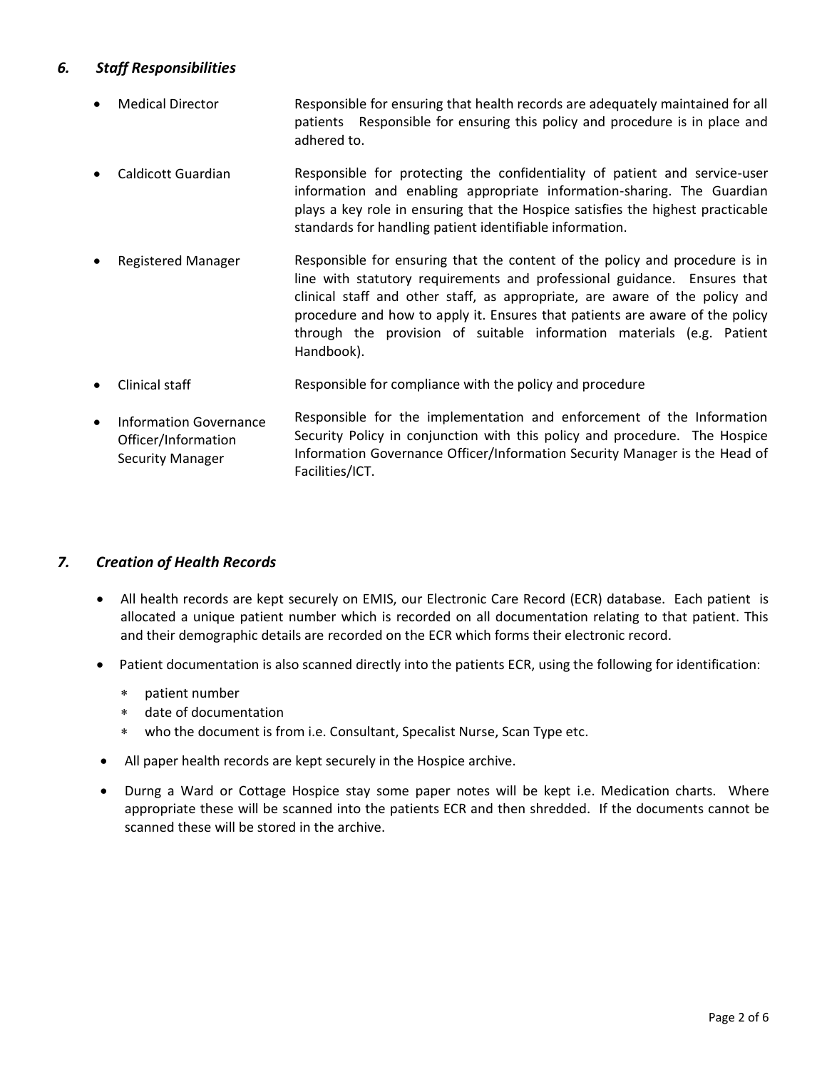## 6. *Staff Responsibilities*

- **Medical Director** – Responsible for ensuring that health records are adequately maintained for all patients Responsible for ensuring this policy and procedure is in place and adhered to.
- **Caldicott Guardian** – Responsible for protecting the confidentiality of patient and service-user information and enabling appropriate information-sharing. The Guardian plays a key role in ensuring that the Hospice satisfies the highest practicable standards for handling patient identifiable information.
- **Registered Manager** – Responsible for ensuring that the content of the policy and procedure is in line with statutory requirements and professional guidance. Ensures that clinical staff and other staff, as appropriate, are aware of the policy and procedure and how to apply it. Ensures that patients are aware of the policy through the provision of suitable information materials (e.g. Patient Handbook).
- **Clinical staff** – Responsible for compliance with the policy and procedure
- **Information Governance Officer/Information Security Manager** – Responsible for the implementation and enforcement of the Information Security Policy in conjunction with this policy and procedure. The Hospice Information Governance Officer/Information Security Manager is the Head of Facilities/ICT.

## 7. *Creation of Health Records*

- All health records are kept securely on EMIS, our Electronic Care Record (ECR) database. Each patient is allocated a unique patient number which is recorded on all documentation relating to that patient. This and their demographic details are recorded on the ECR which forms their electronic record.
- Patient documentation is also scanned directly into the patients ECR, using the following for identification:
  - patient number
  - date of documentation
  - who the document is from i.e. Consultant, Specalist Nurse, Scan Type etc.
- All paper health records are kept securely in the Hospice archive.
- Durng a Ward or Cottage Hospice stay some paper notes will be kept i.e. Medication charts. Where appropriate these will be scanned into the patients ECR and then shredded. If the documents cannot be scanned these will be stored in the archive.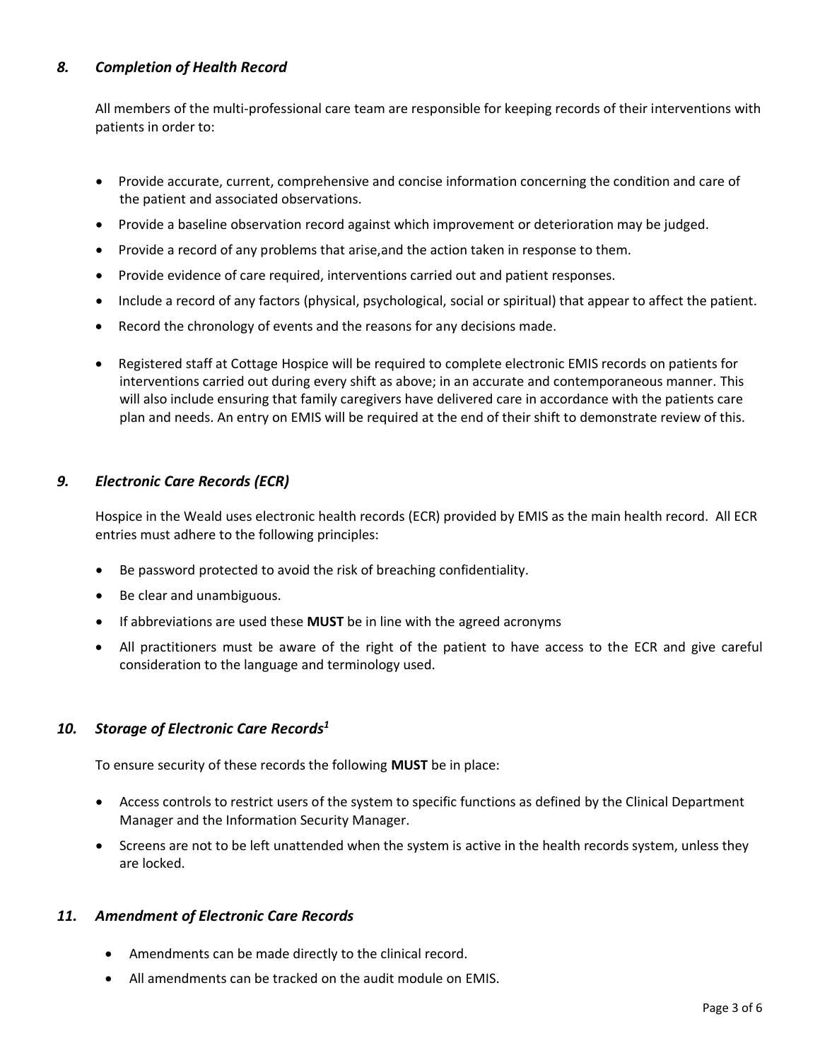## *8. Completion of Health Record*

All members of the multi-professional care team are responsible for keeping records of their interventions with patients in order to:

- Provide accurate, current, comprehensive and concise information concerning the condition and care of the patient and associated observations.
- Provide a baseline observation record against which improvement or deterioration may be judged.
- Provide a record of any problems that arise,and the action taken in response to them.
- Provide evidence of care required, interventions carried out and patient responses.
- Include a record of any factors (physical, psychological, social or spiritual) that appear to affect the patient.
- Record the chronology of events and the reasons for any decisions made.
- Registered staff at Cottage Hospice will be required to complete electronic EMIS records on patients for interventions carried out during every shift as above; in an accurate and contemporaneous manner. This will also include ensuring that family caregivers have delivered care in accordance with the patients care plan and needs. An entry on EMIS will be required at the end of their shift to demonstrate review of this.

## *9. Electronic Care Records (ECR)*

Hospice in the Weald uses electronic health records (ECR) provided by EMIS as the main health record. All ECR entries must adhere to the following principles:

- Be password protected to avoid the risk of breaching confidentiality.
- Be clear and unambiguous.
- If abbreviations are used these **MUST** be in line with the agreed acronyms
- All practitioners must be aware of the right of the patient to have access to the ECR and give careful consideration to the language and terminology used.

## *10. Storage of Electronic Care Records[1]*

To ensure security of these records the following **MUST** be in place:

- Access controls to restrict users of the system to specific functions as defined by the Clinical Department Manager and the Information Security Manager.
- Screens are not to be left unattended when the system is active in the health records system, unless they are locked.

## *11. Amendment of Electronic Care Records*

- Amendments can be made directly to the clinical record.
- All amendments can be tracked on the audit module on EMIS.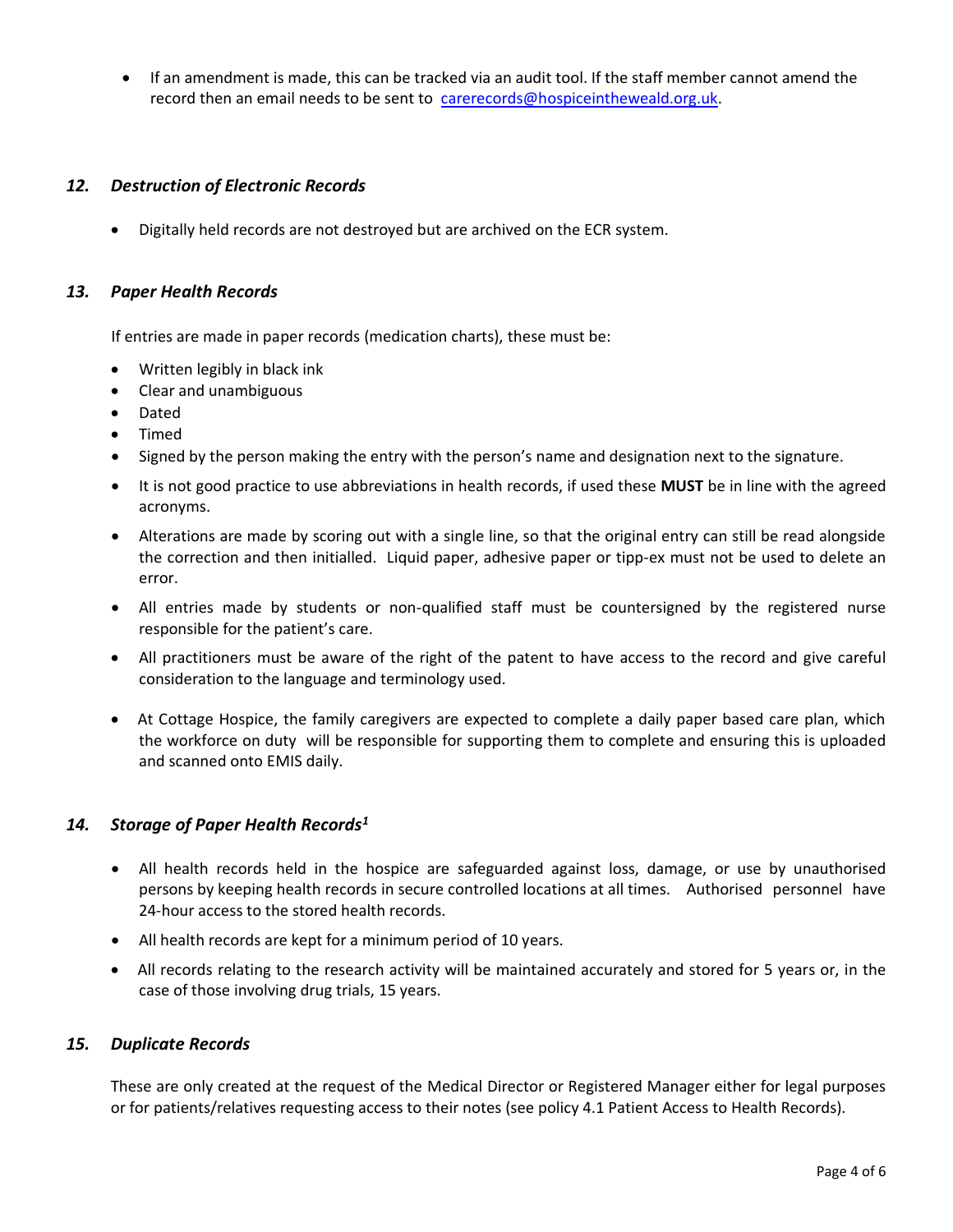- If an amendment is made, this can be tracked via an audit tool. If the staff member cannot amend the record then an email needs to be sent to [carerecords@hospiceintheweald.org.uk](mailto:carerecords@hospiceintheweald.org.uk).

## *12. Destruction of Electronic Records*

- Digitally held records are not destroyed but are archived on the ECR system.

## *13. Paper Health Records*

If entries are made in paper records (medication charts), these must be:

- Written legibly in black ink
- Clear and unambiguous
- Dated
- Timed
- Signed by the person making the entry with the person's name and designation next to the signature.
- It is not good practice to use abbreviations in health records, if used these **MUST** be in line with the agreed acronyms.
- Alterations are made by scoring out with a single line, so that the original entry can still be read alongside the correction and then initialled. Liquid paper, adhesive paper or tipp-ex must not be used to delete an error.
- All entries made by students or non-qualified staff must be countersigned by the registered nurse responsible for the patient's care.
- All practitioners must be aware of the right of the patent to have access to the record and give careful consideration to the language and terminology used.
- At Cottage Hospice, the family caregivers are expected to complete a daily paper based care plan, which the workforce on duty will be responsible for supporting them to complete and ensuring this is uploaded and scanned onto EMIS daily.

## *14. Storage of Paper Health Records[1]*

- All health records held in the hospice are safeguarded against loss, damage, or use by unauthorised persons by keeping health records in secure controlled locations at all times. Authorised personnel have 24-hour access to the stored health records.
- All health records are kept for a minimum period of 10 years.
- All records relating to the research activity will be maintained accurately and stored for 5 years or, in the case of those involving drug trials, 15 years.

## *15. Duplicate Records*

These are only created at the request of the Medical Director or Registered Manager either for legal purposes or for patients/relatives requesting access to their notes (see policy 4.1 Patient Access to Health Records).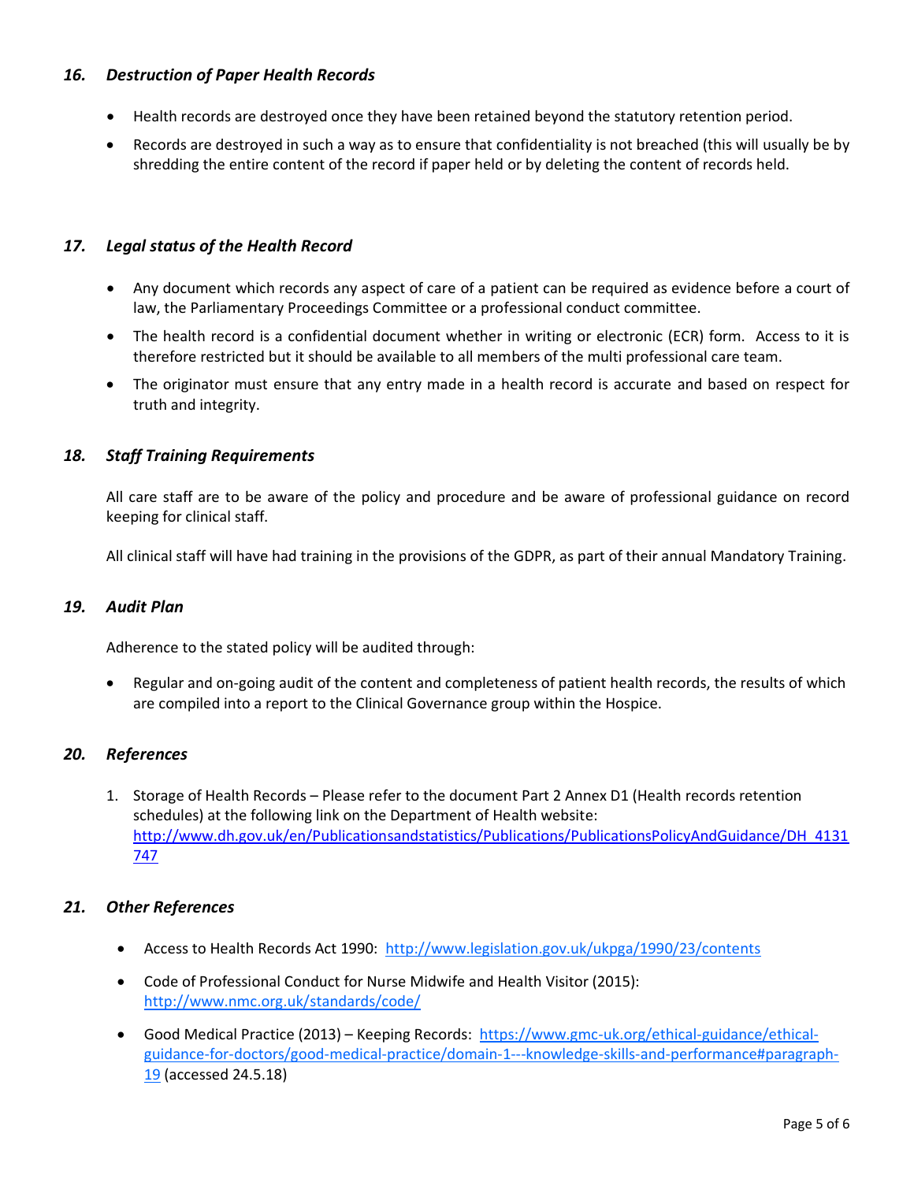### *16. Destruction of Paper Health Records*

- Health records are destroyed once they have been retained beyond the statutory retention period.
- Records are destroyed in such a way as to ensure that confidentiality is not breached (this will usually be by shredding the entire content of the record if paper held or by deleting the content of records held.

### *17. Legal status of the Health Record*

- Any document which records any aspect of care of a patient can be required as evidence before a court of law, the Parliamentary Proceedings Committee or a professional conduct committee.
- The health record is a confidential document whether in writing or electronic (ECR) form. Access to it is therefore restricted but it should be available to all members of the multi professional care team.
- The originator must ensure that any entry made in a health record is accurate and based on respect for truth and integrity.

### *18. Staff Training Requirements*

All care staff are to be aware of the policy and procedure and be aware of professional guidance on record keeping for clinical staff.

All clinical staff will have had training in the provisions of the GDPR, as part of their annual Mandatory Training.

### *19. Audit Plan*

Adherence to the stated policy will be audited through:

- Regular and on-going audit of the content and completeness of patient health records, the results of which are compiled into a report to the Clinical Governance group within the Hospice.

### *20. References*

1. Storage of Health Records – Please refer to the document Part 2 Annex D1 (Health records retention schedules) at the following link on the Department of Health website: http://www.dh.gov.uk/en/Publicationsandstatistics/Publications/PublicationsPolicyAndGuidance/DH_4131747

### *21. Other References*

- Access to Health Records Act 1990: http://www.legislation.gov.uk/ukpga/1990/23/contents
- Code of Professional Conduct for Nurse Midwife and Health Visitor (2015): http://www.nmc.org.uk/standards/code/
- Good Medical Practice (2013) – Keeping Records: https://www.gmc-uk.org/ethical-guidance/ethical-guidance-for-doctors/good-medical-practice/domain-1---knowledge-skills-and-performance#paragraph-19 (accessed 24.5.18)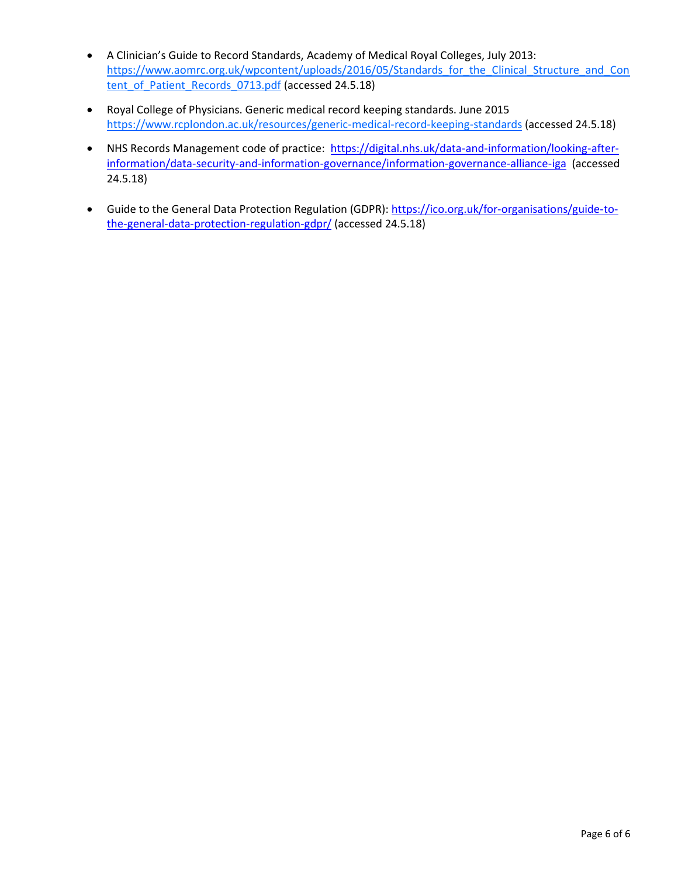- A Clinician's Guide to Record Standards, Academy of Medical Royal Colleges, July 2013: https://www.aomrc.org.uk/wpcontent/uploads/2016/05/Standards_for_the_Clinical_Structure_and_Content_of_Patient_Records_0713.pdf (accessed 24.5.18)

- Royal College of Physicians. Generic medical record keeping standards. June 2015 https://www.rcplondon.ac.uk/resources/generic-medical-record-keeping-standards (accessed 24.5.18)

- NHS Records Management code of practice: https://digital.nhs.uk/data-and-information/looking-after-information/data-security-and-information-governance/information-governance-alliance-iga (accessed 24.5.18)

- Guide to the General Data Protection Regulation (GDPR): https://ico.org.uk/for-organisations/guide-to-the-general-data-protection-regulation-gdpr/ (accessed 24.5.18)